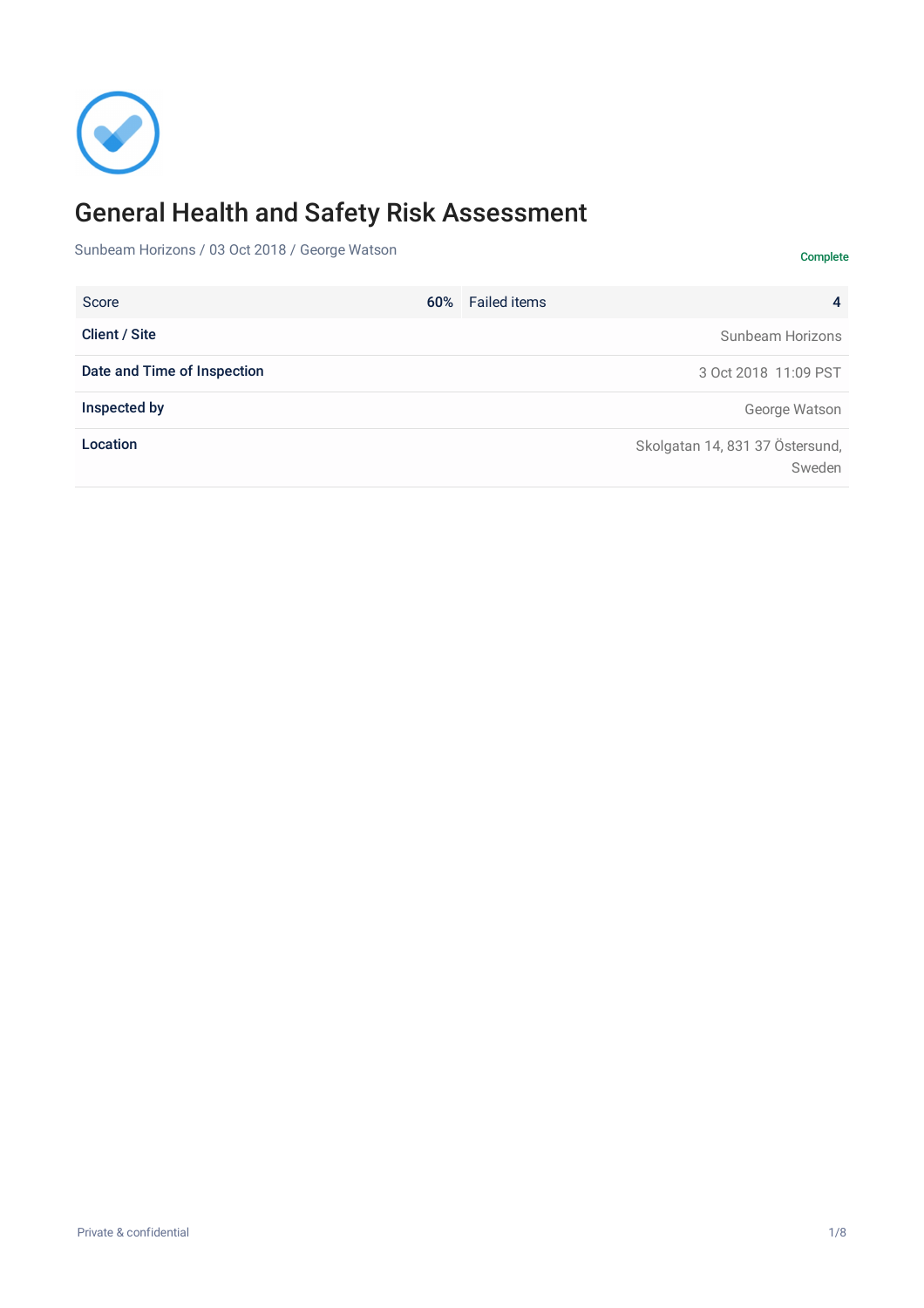# General Health and Safety Risk Assessment

Sunbeam Horizons / 03 Oct 2018 / George Watson

Complete

| Score | 60% | Failed items | 4 |
|---|---|---|---|
| **Client / Site** | | | Sunbeam Horizons |
| **Date and Time of Inspection** | | | 3 Oct 2018 11:09 PST |
| **Inspected by** | | | George Watson |
| **Location** | | | Skolgatan 14, 831 37 Östersund, Sweden |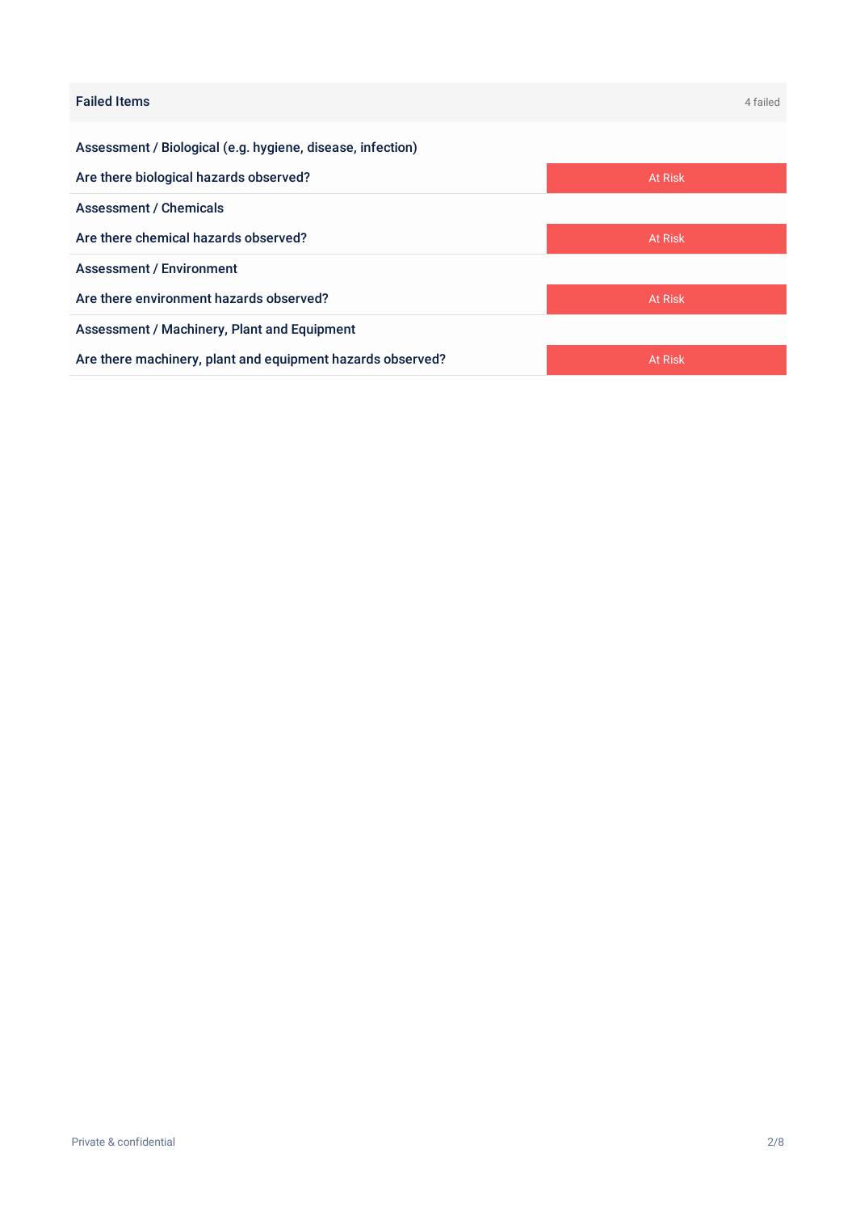## Failed Items

4 failed

**Assessment / Biological (e.g. hygiene, disease, infection)**

| Item | Response |
| --- | --- |
| Are there biological hazards observed? | At Risk |

**Assessment / Chemicals**

| Item | Response |
| --- | --- |
| Are there chemical hazards observed? | At Risk |

**Assessment / Environment**

| Item | Response |
| --- | --- |
| Are there environment hazards observed? | At Risk |

**Assessment / Machinery, Plant and Equipment**

| Item | Response |
| --- | --- |
| Are there machinery, plant and equipment hazards observed? | At Risk |

Private & confidential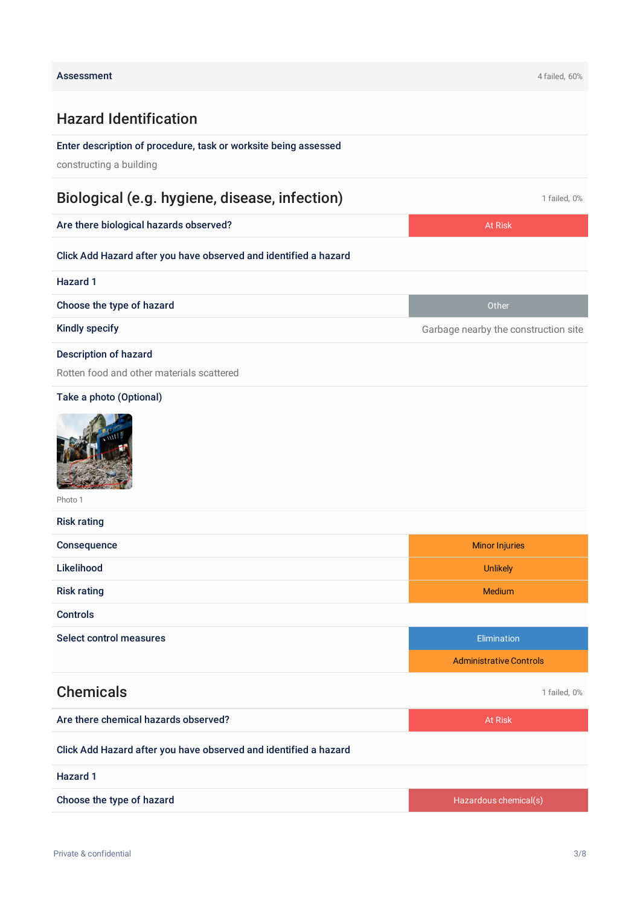| Assessment | 4 failed, 60% |
|---|---|

## Hazard Identification

**Enter description of procedure, task or worksite being assessed**

constructing a building

## Biological (e.g. hygiene, disease, infection)

1 failed, 0%

| | |
|---|---|
| Are there biological hazards observed? | At Risk |

**Click Add Hazard after you have observed and identified a hazard**

**Hazard 1**

| | |
|---|---|
| Choose the type of hazard | Other |
| Kindly specify | Garbage nearby the construction site |

**Description of hazard**

Rotten food and other materials scattered

**Take a photo (Optional)**

Photo 1

**Risk rating**

| | |
|---|---|
| Consequence | Minor Injuries |
| Likelihood | Unlikely |
| Risk rating | Medium |

**Controls**

| | |
|---|---|
| Select control measures | Elimination |
| | Administrative Controls |

## Chemicals

1 failed, 0%

| | |
|---|---|
| Are there chemical hazards observed? | At Risk |

**Click Add Hazard after you have observed and identified a hazard**

**Hazard 1**

| | |
|---|---|
| Choose the type of hazard | Hazardous chemical(s) |

Private & confidential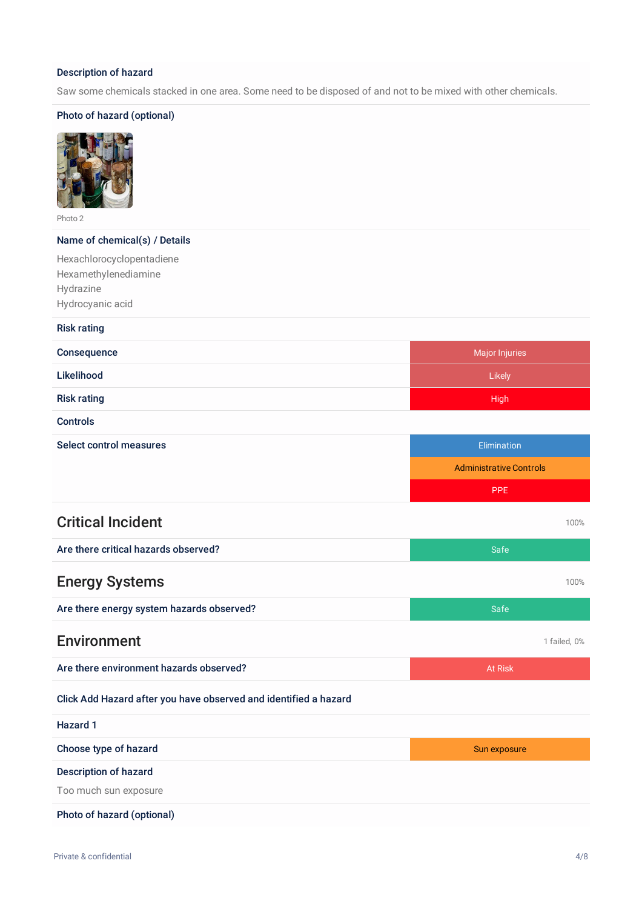**Description of hazard**

Saw some chemicals stacked in one area. Some need to be disposed of and not to be mixed with other chemicals.

**Photo of hazard (optional)**

Photo 2

**Name of chemical(s) / Details**

Hexachlorocyclopentadiene
Hexamethylenediamine
Hydrazine
Hydrocyanic acid

**Risk rating**

| | |
|---|---|
| Consequence | Major Injuries |
| Likelihood | Likely |
| Risk rating | High |

**Controls**

| | |
|---|---|
| Select control measures | Elimination |
| | Administrative Controls |
| | PPE |

## Critical Incident

100%

| | |
|---|---|
| Are there critical hazards observed? | Safe |

## Energy Systems

100%

| | |
|---|---|
| Are there energy system hazards observed? | Safe |

## Environment

1 failed, 0%

| | |
|---|---|
| Are there environment hazards observed? | At Risk |

**Click Add Hazard after you have observed and identified a hazard**

**Hazard 1**

| | |
|---|---|
| Choose type of hazard | Sun exposure |

**Description of hazard**

Too much sun exposure

**Photo of hazard (optional)**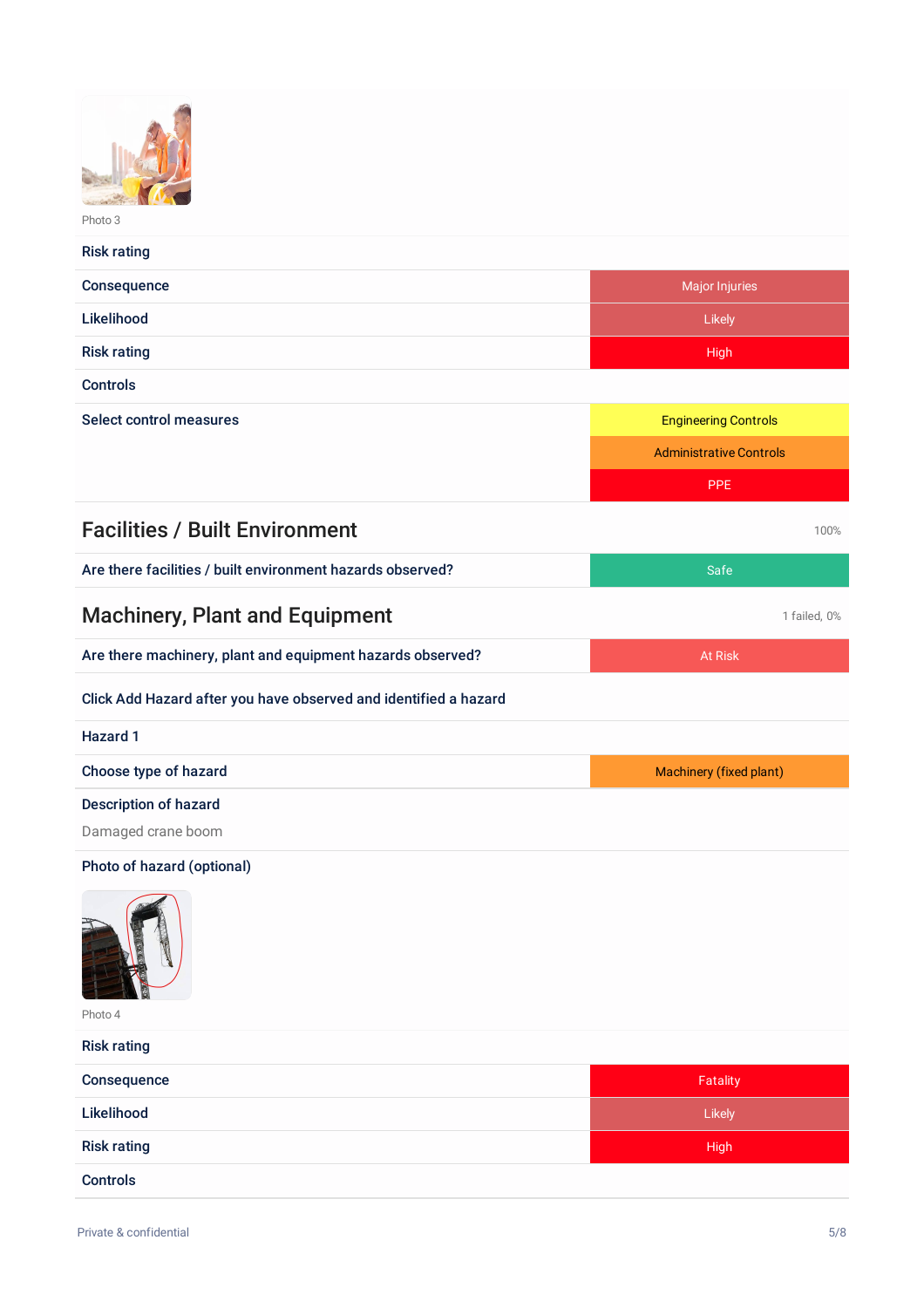Photo 3

| Risk rating | |
|---|---|
| Consequence | Major Injuries |
| Likelihood | Likely |
| Risk rating | High |

**Controls**

| Select control measures | Engineering Controls |
|---|---|
| | Administrative Controls |
| | PPE |

## Facilities / Built Environment

100%

| Are there facilities / built environment hazards observed? | Safe |
|---|---|

## Machinery, Plant and Equipment

1 failed, 0%

| Are there machinery, plant and equipment hazards observed? | At Risk |
|---|---|

Click Add Hazard after you have observed and identified a hazard

**Hazard 1**

| Choose type of hazard | Machinery (fixed plant) |
|---|---|

**Description of hazard**

Damaged crane boom

**Photo of hazard (optional)**

Photo 4

| Risk rating | |
|---|---|
| Consequence | Fatality |
| Likelihood | Likely |
| Risk rating | High |

**Controls**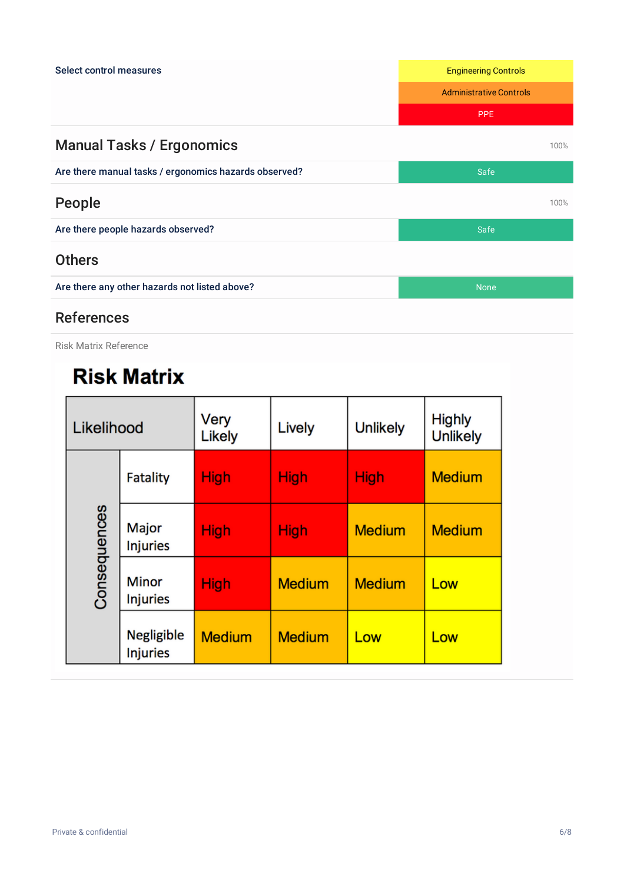| Select control measures | Engineering Controls |
|---|---|
| | Administrative Controls |
| | PPE |

## Manual Tasks / Ergonomics

100%

| Are there manual tasks / ergonomics hazards observed? | Safe |
|---|---|

## People

100%

| Are there people hazards observed? | Safe |
|---|---|

## Others

| Are there any other hazards not listed above? | None |
|---|---|

## References

Risk Matrix Reference

# Risk Matrix

| Likelihood | | Very Likely | Lively | Unlikely | Highly Unlikely |
|---|---|---|---|---|---|
| Consequences | Fatality | High | High | High | Medium |
| | Major Injuries | High | High | Medium | Medium |
| | Minor Injuries | High | Medium | Medium | Low |
| | Negligible Injuries | Medium | Medium | Low | Low |

Private & confidential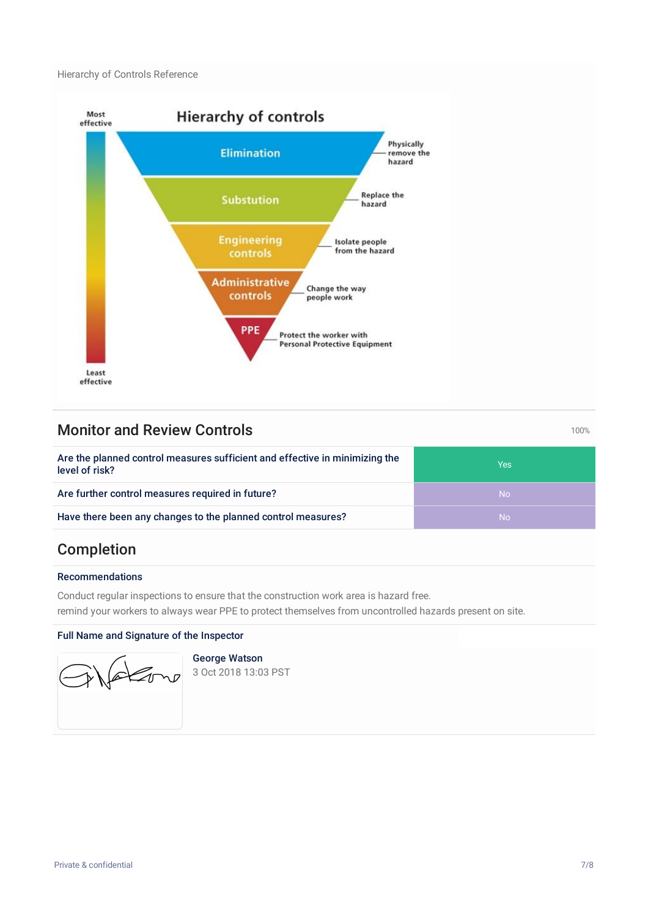Hierarchy of Controls Reference

## Monitor and Review Controls

100%

| Question | Response |
| --- | --- |
| Are the planned control measures sufficient and effective in minimizing the level of risk? | Yes |
| Are further control measures required in future? | No |
| Have there been any changes to the planned control measures? | No |

## Completion

### Recommendations

Conduct regular inspections to ensure that the construction work area is hazard free.
remind your workers to always wear PPE to protect themselves from uncontrolled hazards present on site.

### Full Name and Signature of the Inspector

George Watson
3 Oct 2018 13:03 PST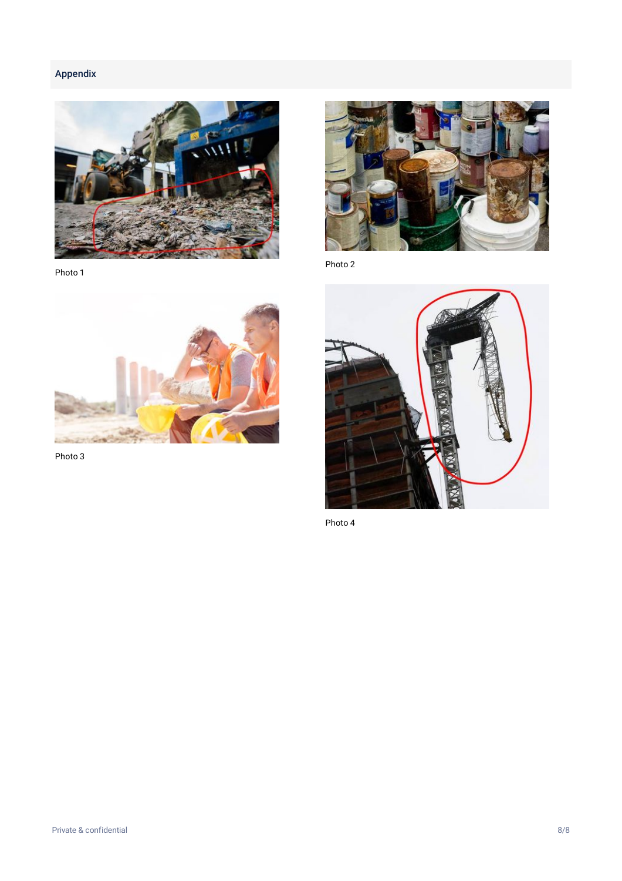## Appendix

Photo 1

Photo 2

Photo 3

Photo 4